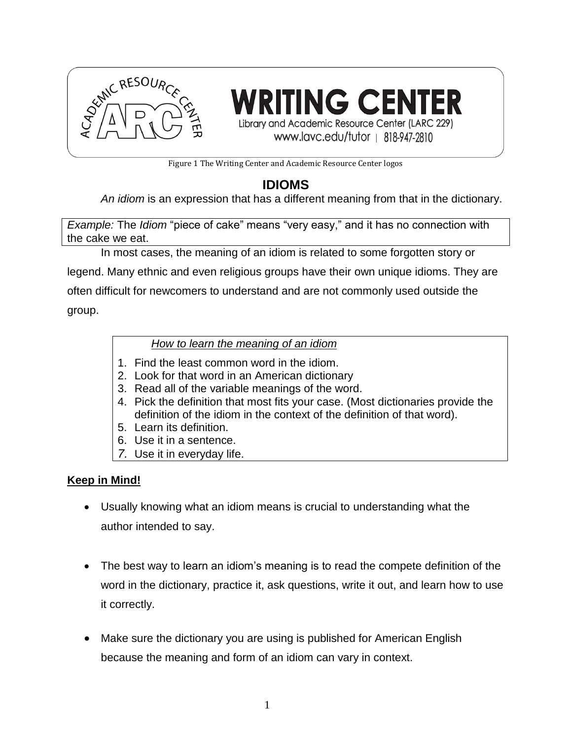WRITING CENTER

Library and Academic Resource Center (LARC 229)

www.lavc.edu/tutor | 818-947-2810

Figure 1 The Writing Center and Academic Resource Center logos

# IDIOMS

*An idiom* is an expression that has a different meaning from that in the dictionary.

> *Example:* The *Idiom* "piece of cake" means "very easy," and it has no connection with the cake we eat.

In most cases, the meaning of an idiom is related to some forgotten story or legend. Many ethnic and even religious groups have their own unique idioms. They are often difficult for newcomers to understand and are not commonly used outside the group.

*How to learn the meaning of an idiom*

1. Find the least common word in the idiom.
2. Look for that word in an American dictionary
3. Read all of the variable meanings of the word.
4. Pick the definition that most fits your case. (Most dictionaries provide the definition of the idiom in the context of the definition of that word).
5. Learn its definition.
6. Use it in a sentence.
7. Use it in everyday life.

**Keep in Mind!**

- Usually knowing what an idiom means is crucial to understanding what the author intended to say.
- The best way to learn an idiom's meaning is to read the compete definition of the word in the dictionary, practice it, ask questions, write it out, and learn how to use it correctly.
- Make sure the dictionary you are using is published for American English because the meaning and form of an idiom can vary in context.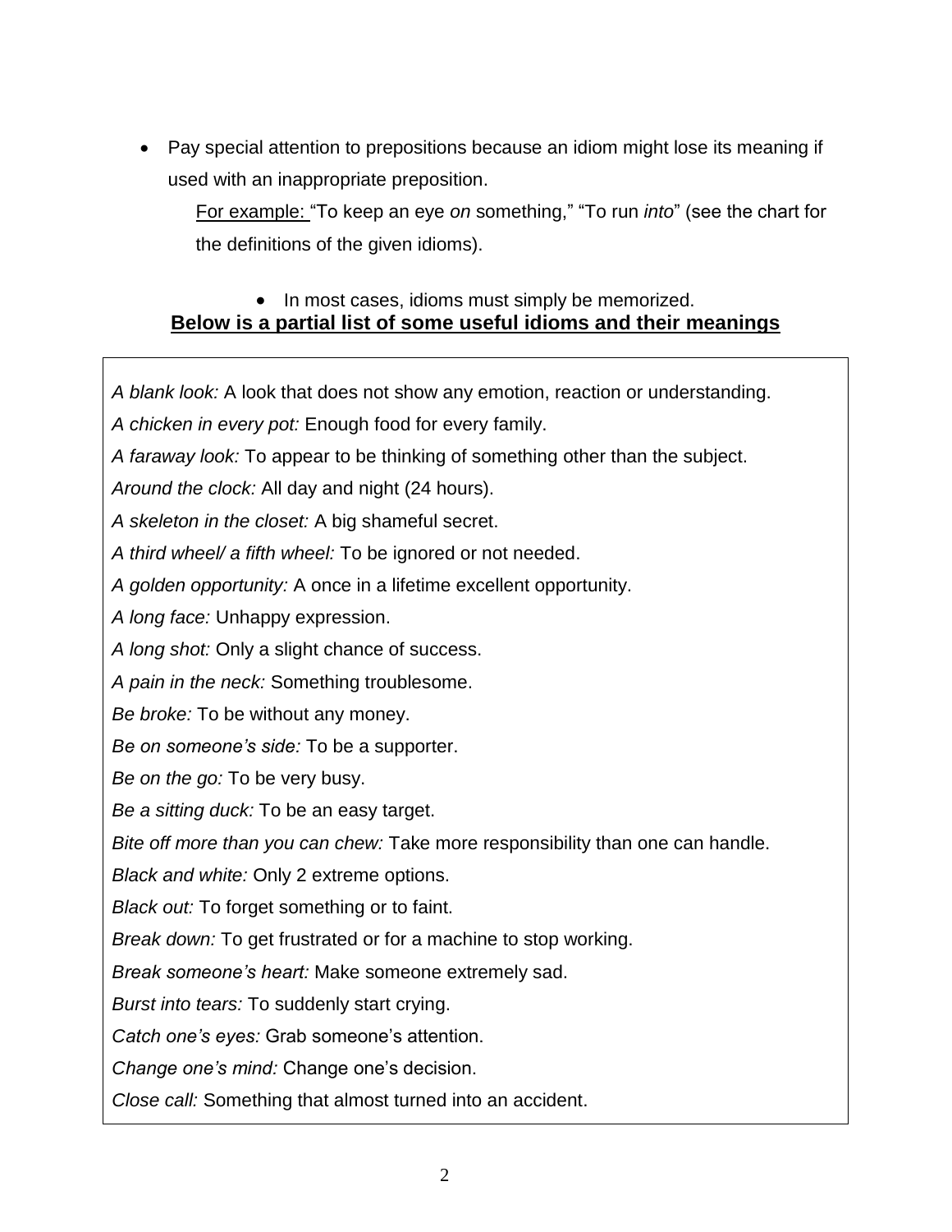- Pay special attention to prepositions because an idiom might lose its meaning if used with an inappropriate preposition.

  For example: "To keep an eye *on* something," "To run *into*" (see the chart for the definitions of the given idioms).

- In most cases, idioms must simply be memorized.

**Below is a partial list of some useful idioms and their meanings**

*A blank look:* A look that does not show any emotion, reaction or understanding.

*A chicken in every pot:* Enough food for every family.

*A faraway look:* To appear to be thinking of something other than the subject.

*Around the clock:* All day and night (24 hours).

*A skeleton in the closet:* A big shameful secret.

*A third wheel/ a fifth wheel:* To be ignored or not needed.

*A golden opportunity:* A once in a lifetime excellent opportunity.

*A long face:* Unhappy expression.

*A long shot:* Only a slight chance of success.

*A pain in the neck:* Something troublesome.

*Be broke:* To be without any money.

*Be on someone's side:* To be a supporter.

*Be on the go:* To be very busy.

*Be a sitting duck:* To be an easy target.

*Bite off more than you can chew:* Take more responsibility than one can handle.

*Black and white:* Only 2 extreme options.

*Black out:* To forget something or to faint.

*Break down:* To get frustrated or for a machine to stop working.

*Break someone's heart:* Make someone extremely sad.

*Burst into tears:* To suddenly start crying.

*Catch one's eyes:* Grab someone's attention.

*Change one's mind:* Change one's decision.

*Close call:* Something that almost turned into an accident.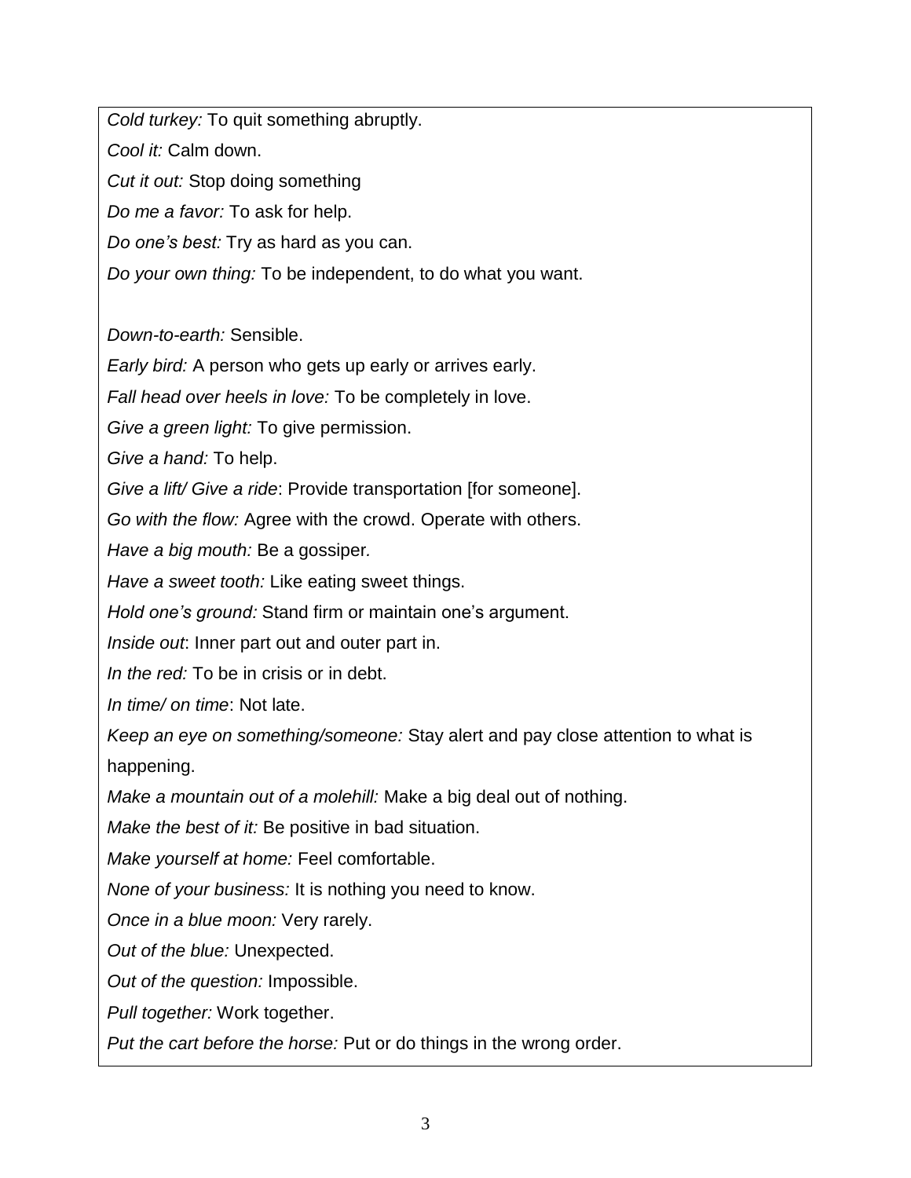*Cold turkey:* To quit something abruptly.

*Cool it:* Calm down.

*Cut it out:* Stop doing something

*Do me a favor:* To ask for help.

*Do one's best:* Try as hard as you can.

*Do your own thing:* To be independent, to do what you want.

*Down-to-earth:* Sensible.

*Early bird:* A person who gets up early or arrives early.

*Fall head over heels in love:* To be completely in love.

*Give a green light:* To give permission.

*Give a hand:* To help.

*Give a lift/ Give a ride*: Provide transportation [for someone].

*Go with the flow:* Agree with the crowd. Operate with others.

*Have a big mouth:* Be a gossiper*.*

*Have a sweet tooth:* Like eating sweet things.

*Hold one's ground:* Stand firm or maintain one's argument.

*Inside out*: Inner part out and outer part in.

*In the red:* To be in crisis or in debt.

*In time/ on time*: Not late.

*Keep an eye on something/someone:* Stay alert and pay close attention to what is happening.

*Make a mountain out of a molehill:* Make a big deal out of nothing.

*Make the best of it:* Be positive in bad situation.

*Make yourself at home:* Feel comfortable.

*None of your business:* It is nothing you need to know.

*Once in a blue moon:* Very rarely.

*Out of the blue:* Unexpected.

*Out of the question:* Impossible.

*Pull together:* Work together.

*Put the cart before the horse:* Put or do things in the wrong order.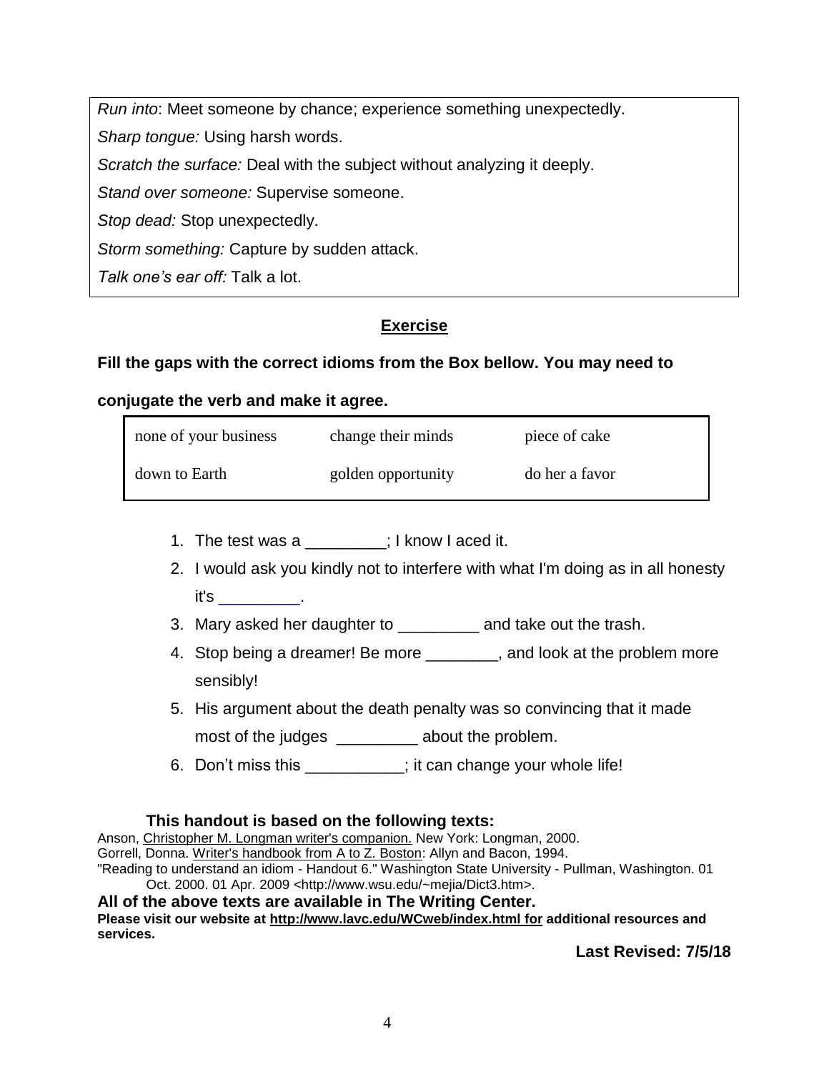*Run into*: Meet someone by chance; experience something unexpectedly.

*Sharp tongue:* Using harsh words.

*Scratch the surface:* Deal with the subject without analyzing it deeply.

*Stand over someone:* Supervise someone.

*Stop dead:* Stop unexpectedly.

*Storm something:* Capture by sudden attack.

*Talk one's ear off:* Talk a lot.

## Exercise

**Fill the gaps with the correct idioms from the Box bellow. You may need to conjugate the verb and make it agree.**

| | | |
|---|---|---|
| none of your business | change their minds | piece of cake |
| down to Earth | golden opportunity | do her a favor |

1. The test was a _________; I know I aced it.
2. I would ask you kindly not to interfere with what I'm doing as in all honesty it's _________.
3. Mary asked her daughter to _________ and take out the trash.
4. Stop being a dreamer! Be more ________, and look at the problem more sensibly!
5. His argument about the death penalty was so convincing that it made most of the judges _________ about the problem.
6. Don't miss this ___________; it can change your whole life!

**This handout is based on the following texts:**

Anson, Christopher M. Longman writer's companion. New York: Longman, 2000.

Gorrell, Donna. Writer's handbook from A to Z. Boston: Allyn and Bacon, 1994.

"Reading to understand an idiom - Handout 6." Washington State University - Pullman, Washington. 01 Oct. 2000. 01 Apr. 2009 <http://www.wsu.edu/~mejia/Dict3.htm>.

**All of the above texts are available in The Writing Center.**

**Please visit our website at http://www.lavc.edu/WCweb/index.html for additional resources and services.**

**Last Revised: 7/5/18**